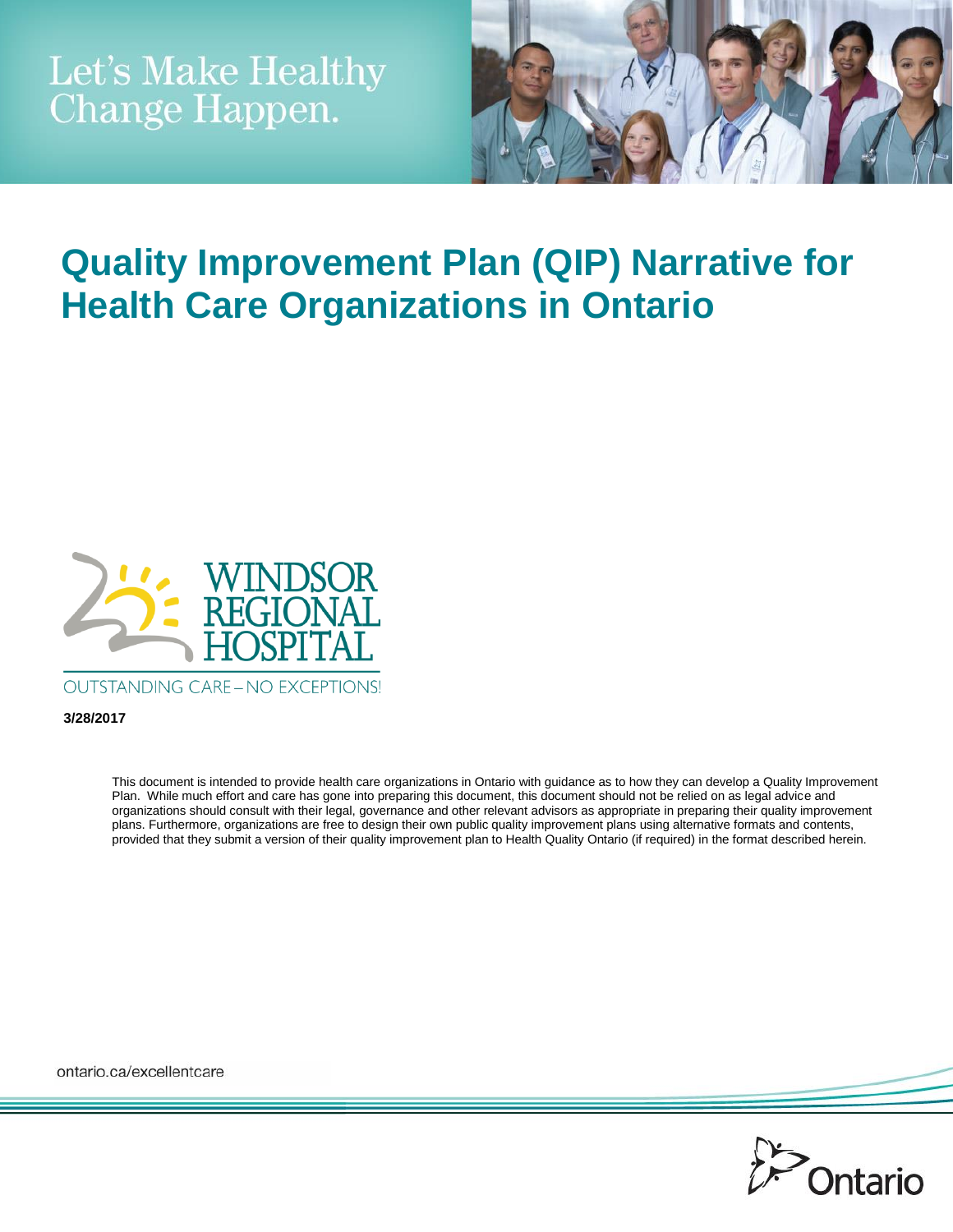Let's Make Healthy Change Happen.

# Quality Improvement Plan (QIP) Narrative for Health Care Organizations in Ontario

WINDSOR REGIONAL HOSPITAL

OUTSTANDING CARE – NO EXCEPTIONS!

**3/28/2017**

This document is intended to provide health care organizations in Ontario with guidance as to how they can develop a Quality Improvement Plan. While much effort and care has gone into preparing this document, this document should not be relied on as legal advice and organizations should consult with their legal, governance and other relevant advisors as appropriate in preparing their quality improvement plans. Furthermore, organizations are free to design their own public quality improvement plans using alternative formats and contents, provided that they submit a version of their quality improvement plan to Health Quality Ontario (if required) in the format described herein.

ontario.ca/excellentcare

Ontario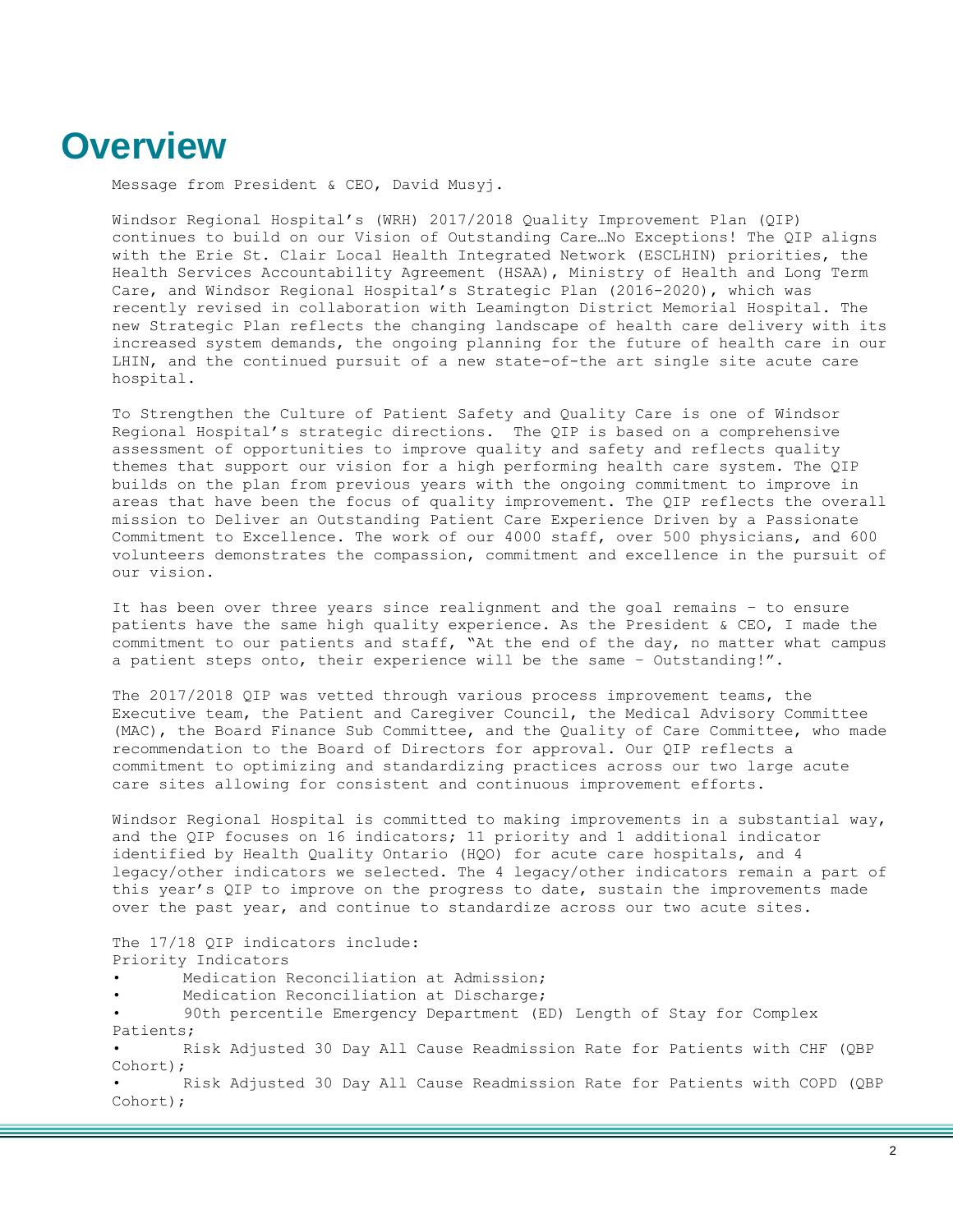# Overview

Message from President & CEO, David Musyj.

Windsor Regional Hospital's (WRH) 2017/2018 Quality Improvement Plan (QIP) continues to build on our Vision of Outstanding Care…No Exceptions! The QIP aligns with the Erie St. Clair Local Health Integrated Network (ESCLHIN) priorities, the Health Services Accountability Agreement (HSAA), Ministry of Health and Long Term Care, and Windsor Regional Hospital's Strategic Plan (2016-2020), which was recently revised in collaboration with Leamington District Memorial Hospital. The new Strategic Plan reflects the changing landscape of health care delivery with its increased system demands, the ongoing planning for the future of health care in our LHIN, and the continued pursuit of a new state-of-the art single site acute care hospital.

To Strengthen the Culture of Patient Safety and Quality Care is one of Windsor Regional Hospital's strategic directions. The QIP is based on a comprehensive assessment of opportunities to improve quality and safety and reflects quality themes that support our vision for a high performing health care system. The QIP builds on the plan from previous years with the ongoing commitment to improve in areas that have been the focus of quality improvement. The QIP reflects the overall mission to Deliver an Outstanding Patient Care Experience Driven by a Passionate Commitment to Excellence. The work of our 4000 staff, over 500 physicians, and 600 volunteers demonstrates the compassion, commitment and excellence in the pursuit of our vision.

It has been over three years since realignment and the goal remains – to ensure patients have the same high quality experience. As the President & CEO, I made the commitment to our patients and staff, "At the end of the day, no matter what campus a patient steps onto, their experience will be the same – Outstanding!".

The 2017/2018 QIP was vetted through various process improvement teams, the Executive team, the Patient and Caregiver Council, the Medical Advisory Committee (MAC), the Board Finance Sub Committee, and the Quality of Care Committee, who made recommendation to the Board of Directors for approval. Our QIP reflects a commitment to optimizing and standardizing practices across our two large acute care sites allowing for consistent and continuous improvement efforts.

Windsor Regional Hospital is committed to making improvements in a substantial way, and the QIP focuses on 16 indicators; 11 priority and 1 additional indicator identified by Health Quality Ontario (HQO) for acute care hospitals, and 4 legacy/other indicators we selected. The 4 legacy/other indicators remain a part of this year's QIP to improve on the progress to date, sustain the improvements made over the past year, and continue to standardize across our two acute sites.

The 17/18 QIP indicators include:

Priority Indicators

- Medication Reconciliation at Admission;
- Medication Reconciliation at Discharge;
- 90th percentile Emergency Department (ED) Length of Stay for Complex Patients;
- Risk Adjusted 30 Day All Cause Readmission Rate for Patients with CHF (QBP Cohort);
- Risk Adjusted 30 Day All Cause Readmission Rate for Patients with COPD (QBP Cohort);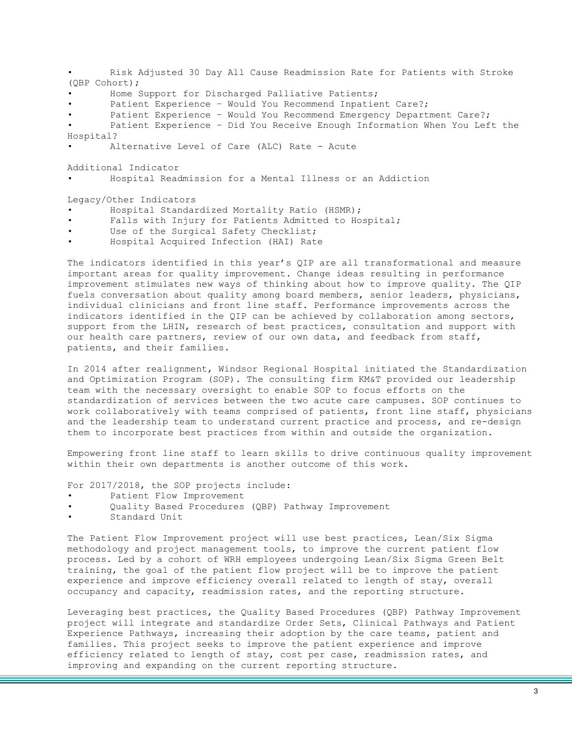- Risk Adjusted 30 Day All Cause Readmission Rate for Patients with Stroke (QBP Cohort);
- Home Support for Discharged Palliative Patients;
- Patient Experience – Would You Recommend Inpatient Care?;
- Patient Experience – Would You Recommend Emergency Department Care?;
- Patient Experience – Did You Receive Enough Information When You Left the Hospital?
- Alternative Level of Care (ALC) Rate - Acute

Additional Indicator
- Hospital Readmission for a Mental Illness or an Addiction

Legacy/Other Indicators
- Hospital Standardized Mortality Ratio (HSMR);
- Falls with Injury for Patients Admitted to Hospital;
- Use of the Surgical Safety Checklist;
- Hospital Acquired Infection (HAI) Rate

The indicators identified in this year's QIP are all transformational and measure important areas for quality improvement. Change ideas resulting in performance improvement stimulates new ways of thinking about how to improve quality. The QIP fuels conversation about quality among board members, senior leaders, physicians, individual clinicians and front line staff. Performance improvements across the indicators identified in the QIP can be achieved by collaboration among sectors, support from the LHIN, research of best practices, consultation and support with our health care partners, review of our own data, and feedback from staff, patients, and their families.

In 2014 after realignment, Windsor Regional Hospital initiated the Standardization and Optimization Program (SOP). The consulting firm KM&T provided our leadership team with the necessary oversight to enable SOP to focus efforts on the standardization of services between the two acute care campuses. SOP continues to work collaboratively with teams comprised of patients, front line staff, physicians and the leadership team to understand current practice and process, and re-design them to incorporate best practices from within and outside the organization.

Empowering front line staff to learn skills to drive continuous quality improvement within their own departments is another outcome of this work.

For 2017/2018, the SOP projects include:
- Patient Flow Improvement
- Quality Based Procedures (QBP) Pathway Improvement
- Standard Unit

The Patient Flow Improvement project will use best practices, Lean/Six Sigma methodology and project management tools, to improve the current patient flow process. Led by a cohort of WRH employees undergoing Lean/Six Sigma Green Belt training, the goal of the patient flow project will be to improve the patient experience and improve efficiency overall related to length of stay, overall occupancy and capacity, readmission rates, and the reporting structure.

Leveraging best practices, the Quality Based Procedures (QBP) Pathway Improvement project will integrate and standardize Order Sets, Clinical Pathways and Patient Experience Pathways, increasing their adoption by the care teams, patient and families. This project seeks to improve the patient experience and improve efficiency related to length of stay, cost per case, readmission rates, and improving and expanding on the current reporting structure.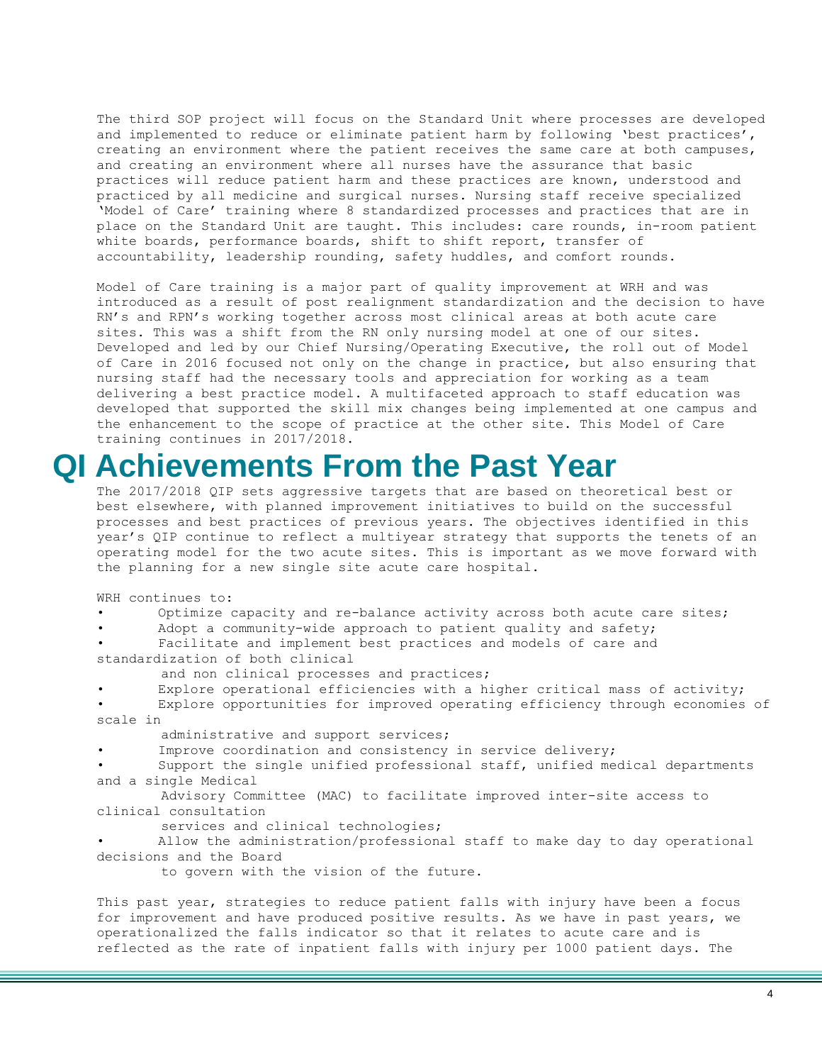The third SOP project will focus on the Standard Unit where processes are developed and implemented to reduce or eliminate patient harm by following 'best practices', creating an environment where the patient receives the same care at both campuses, and creating an environment where all nurses have the assurance that basic practices will reduce patient harm and these practices are known, understood and practiced by all medicine and surgical nurses. Nursing staff receive specialized 'Model of Care' training where 8 standardized processes and practices that are in place on the Standard Unit are taught. This includes: care rounds, in-room patient white boards, performance boards, shift to shift report, transfer of accountability, leadership rounding, safety huddles, and comfort rounds.

Model of Care training is a major part of quality improvement at WRH and was introduced as a result of post realignment standardization and the decision to have RN's and RPN's working together across most clinical areas at both acute care sites. This was a shift from the RN only nursing model at one of our sites. Developed and led by our Chief Nursing/Operating Executive, the roll out of Model of Care in 2016 focused not only on the change in practice, but also ensuring that nursing staff had the necessary tools and appreciation for working as a team delivering a best practice model. A multifaceted approach to staff education was developed that supported the skill mix changes being implemented at one campus and the enhancement to the scope of practice at the other site. This Model of Care training continues in 2017/2018.

# QI Achievements From the Past Year

The 2017/2018 QIP sets aggressive targets that are based on theoretical best or best elsewhere, with planned improvement initiatives to build on the successful processes and best practices of previous years. The objectives identified in this year's QIP continue to reflect a multiyear strategy that supports the tenets of an operating model for the two acute sites. This is important as we move forward with the planning for a new single site acute care hospital.

WRH continues to:

- Optimize capacity and re-balance activity across both acute care sites;
- Adopt a community-wide approach to patient quality and safety;
- Facilitate and implement best practices and models of care and standardization of both clinical and non clinical processes and practices;
- Explore operational efficiencies with a higher critical mass of activity;
- Explore opportunities for improved operating efficiency through economies of scale in administrative and support services;
- Improve coordination and consistency in service delivery;
- Support the single unified professional staff, unified medical departments and a single Medical Advisory Committee (MAC) to facilitate improved inter-site access to clinical consultation services and clinical technologies;
- Allow the administration/professional staff to make day to day operational decisions and the Board to govern with the vision of the future.

This past year, strategies to reduce patient falls with injury have been a focus for improvement and have produced positive results. As we have in past years, we operationalized the falls indicator so that it relates to acute care and is reflected as the rate of inpatient falls with injury per 1000 patient days. The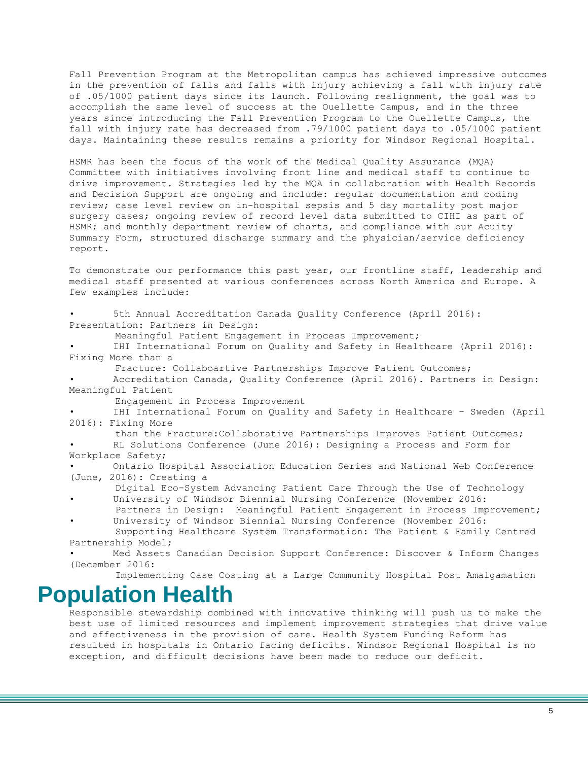Fall Prevention Program at the Metropolitan campus has achieved impressive outcomes in the prevention of falls and falls with injury achieving a fall with injury rate of .05/1000 patient days since its launch. Following realignment, the goal was to accomplish the same level of success at the Ouellette Campus, and in the three years since introducing the Fall Prevention Program to the Ouellette Campus, the fall with injury rate has decreased from .79/1000 patient days to .05/1000 patient days. Maintaining these results remains a priority for Windsor Regional Hospital.

HSMR has been the focus of the work of the Medical Quality Assurance (MQA) Committee with initiatives involving front line and medical staff to continue to drive improvement. Strategies led by the MQA in collaboration with Health Records and Decision Support are ongoing and include: regular documentation and coding review; case level review on in-hospital sepsis and 5 day mortality post major surgery cases; ongoing review of record level data submitted to CIHI as part of HSMR; and monthly department review of charts, and compliance with our Acuity Summary Form, structured discharge summary and the physician/service deficiency report.

To demonstrate our performance this past year, our frontline staff, leadership and medical staff presented at various conferences across North America and Europe. A few examples include:

- 5th Annual Accreditation Canada Quality Conference (April 2016): Presentation: Partners in Design: Meaningful Patient Engagement in Process Improvement;
- IHI International Forum on Quality and Safety in Healthcare (April 2016): Fixing More than a Fracture: Collaboartive Partnerships Improve Patient Outcomes;
- Accreditation Canada, Quality Conference (April 2016). Partners in Design: Meaningful Patient Engagement in Process Improvement
- IHI International Forum on Quality and Safety in Healthcare – Sweden (April 2016): Fixing More than the Fracture:Collaborative Partnerships Improves Patient Outcomes;
- RL Solutions Conference (June 2016): Designing a Process and Form for Workplace Safety;
- Ontario Hospital Association Education Series and National Web Conference (June, 2016): Creating a Digital Eco-System Advancing Patient Care Through the Use of Technology
- University of Windsor Biennial Nursing Conference (November 2016: Partners in Design: Meaningful Patient Engagement in Process Improvement;
- University of Windsor Biennial Nursing Conference (November 2016: Supporting Healthcare System Transformation: The Patient & Family Centred Partnership Model;
- Med Assets Canadian Decision Support Conference: Discover & Inform Changes (December 2016: Implementing Case Costing at a Large Community Hospital Post Amalgamation

# Population Health

Responsible stewardship combined with innovative thinking will push us to make the best use of limited resources and implement improvement strategies that drive value and effectiveness in the provision of care. Health System Funding Reform has resulted in hospitals in Ontario facing deficits. Windsor Regional Hospital is no exception, and difficult decisions have been made to reduce our deficit.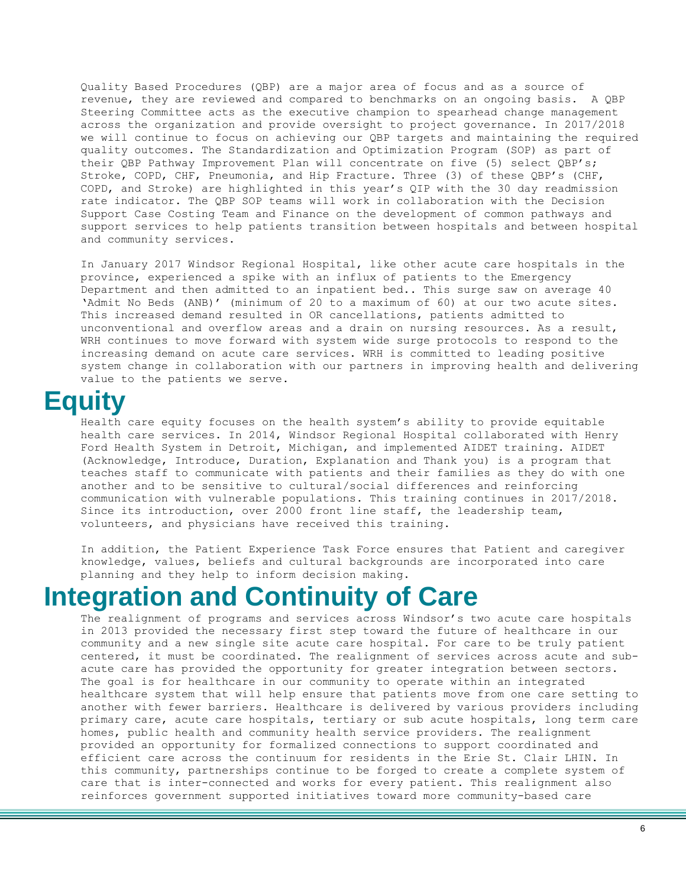Quality Based Procedures (QBP) are a major area of focus and as a source of revenue, they are reviewed and compared to benchmarks on an ongoing basis. A QBP Steering Committee acts as the executive champion to spearhead change management across the organization and provide oversight to project governance. In 2017/2018 we will continue to focus on achieving our QBP targets and maintaining the required quality outcomes. The Standardization and Optimization Program (SOP) as part of their QBP Pathway Improvement Plan will concentrate on five (5) select QBP's; Stroke, COPD, CHF, Pneumonia, and Hip Fracture. Three (3) of these QBP's (CHF, COPD, and Stroke) are highlighted in this year's QIP with the 30 day readmission rate indicator. The QBP SOP teams will work in collaboration with the Decision Support Case Costing Team and Finance on the development of common pathways and support services to help patients transition between hospitals and between hospital and community services.

In January 2017 Windsor Regional Hospital, like other acute care hospitals in the province, experienced a spike with an influx of patients to the Emergency Department and then admitted to an inpatient bed.. This surge saw on average 40 'Admit No Beds (ANB)' (minimum of 20 to a maximum of 60) at our two acute sites. This increased demand resulted in OR cancellations, patients admitted to unconventional and overflow areas and a drain on nursing resources. As a result, WRH continues to move forward with system wide surge protocols to respond to the increasing demand on acute care services. WRH is committed to leading positive system change in collaboration with our partners in improving health and delivering value to the patients we serve.

# Equity

Health care equity focuses on the health system's ability to provide equitable health care services. In 2014, Windsor Regional Hospital collaborated with Henry Ford Health System in Detroit, Michigan, and implemented AIDET training. AIDET (Acknowledge, Introduce, Duration, Explanation and Thank you) is a program that teaches staff to communicate with patients and their families as they do with one another and to be sensitive to cultural/social differences and reinforcing communication with vulnerable populations. This training continues in 2017/2018. Since its introduction, over 2000 front line staff, the leadership team, volunteers, and physicians have received this training.

In addition, the Patient Experience Task Force ensures that Patient and caregiver knowledge, values, beliefs and cultural backgrounds are incorporated into care planning and they help to inform decision making.

# Integration and Continuity of Care

The realignment of programs and services across Windsor's two acute care hospitals in 2013 provided the necessary first step toward the future of healthcare in our community and a new single site acute care hospital. For care to be truly patient centered, it must be coordinated. The realignment of services across acute and sub-acute care has provided the opportunity for greater integration between sectors. The goal is for healthcare in our community to operate within an integrated healthcare system that will help ensure that patients move from one care setting to another with fewer barriers. Healthcare is delivered by various providers including primary care, acute care hospitals, tertiary or sub acute hospitals, long term care homes, public health and community health service providers. The realignment provided an opportunity for formalized connections to support coordinated and efficient care across the continuum for residents in the Erie St. Clair LHIN. In this community, partnerships continue to be forged to create a complete system of care that is inter-connected and works for every patient. This realignment also reinforces government supported initiatives toward more community-based care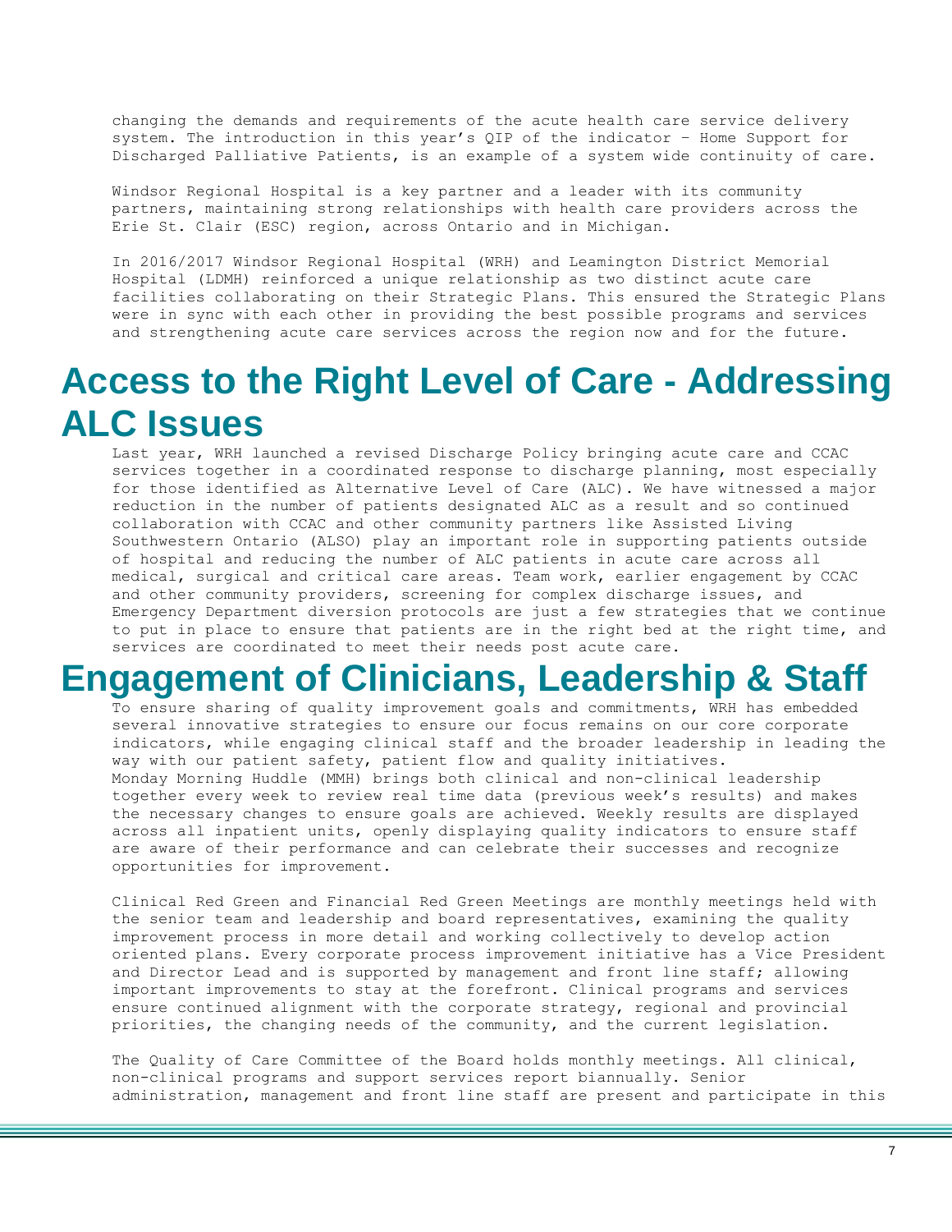changing the demands and requirements of the acute health care service delivery system. The introduction in this year's QIP of the indicator – Home Support for Discharged Palliative Patients, is an example of a system wide continuity of care.

Windsor Regional Hospital is a key partner and a leader with its community partners, maintaining strong relationships with health care providers across the Erie St. Clair (ESC) region, across Ontario and in Michigan.

In 2016/2017 Windsor Regional Hospital (WRH) and Leamington District Memorial Hospital (LDMH) reinforced a unique relationship as two distinct acute care facilities collaborating on their Strategic Plans. This ensured the Strategic Plans were in sync with each other in providing the best possible programs and services and strengthening acute care services across the region now and for the future.

# Access to the Right Level of Care - Addressing ALC Issues

Last year, WRH launched a revised Discharge Policy bringing acute care and CCAC services together in a coordinated response to discharge planning, most especially for those identified as Alternative Level of Care (ALC). We have witnessed a major reduction in the number of patients designated ALC as a result and so continued collaboration with CCAC and other community partners like Assisted Living Southwestern Ontario (ALSO) play an important role in supporting patients outside of hospital and reducing the number of ALC patients in acute care across all medical, surgical and critical care areas. Team work, earlier engagement by CCAC and other community providers, screening for complex discharge issues, and Emergency Department diversion protocols are just a few strategies that we continue to put in place to ensure that patients are in the right bed at the right time, and services are coordinated to meet their needs post acute care.

# Engagement of Clinicians, Leadership & Staff

To ensure sharing of quality improvement goals and commitments, WRH has embedded several innovative strategies to ensure our focus remains on our core corporate indicators, while engaging clinical staff and the broader leadership in leading the way with our patient safety, patient flow and quality initiatives.
Monday Morning Huddle (MMH) brings both clinical and non-clinical leadership together every week to review real time data (previous week's results) and makes the necessary changes to ensure goals are achieved. Weekly results are displayed across all inpatient units, openly displaying quality indicators to ensure staff are aware of their performance and can celebrate their successes and recognize opportunities for improvement.

Clinical Red Green and Financial Red Green Meetings are monthly meetings held with the senior team and leadership and board representatives, examining the quality improvement process in more detail and working collectively to develop action oriented plans. Every corporate process improvement initiative has a Vice President and Director Lead and is supported by management and front line staff; allowing important improvements to stay at the forefront. Clinical programs and services ensure continued alignment with the corporate strategy, regional and provincial priorities, the changing needs of the community, and the current legislation.

The Quality of Care Committee of the Board holds monthly meetings. All clinical, non-clinical programs and support services report biannually. Senior administration, management and front line staff are present and participate in this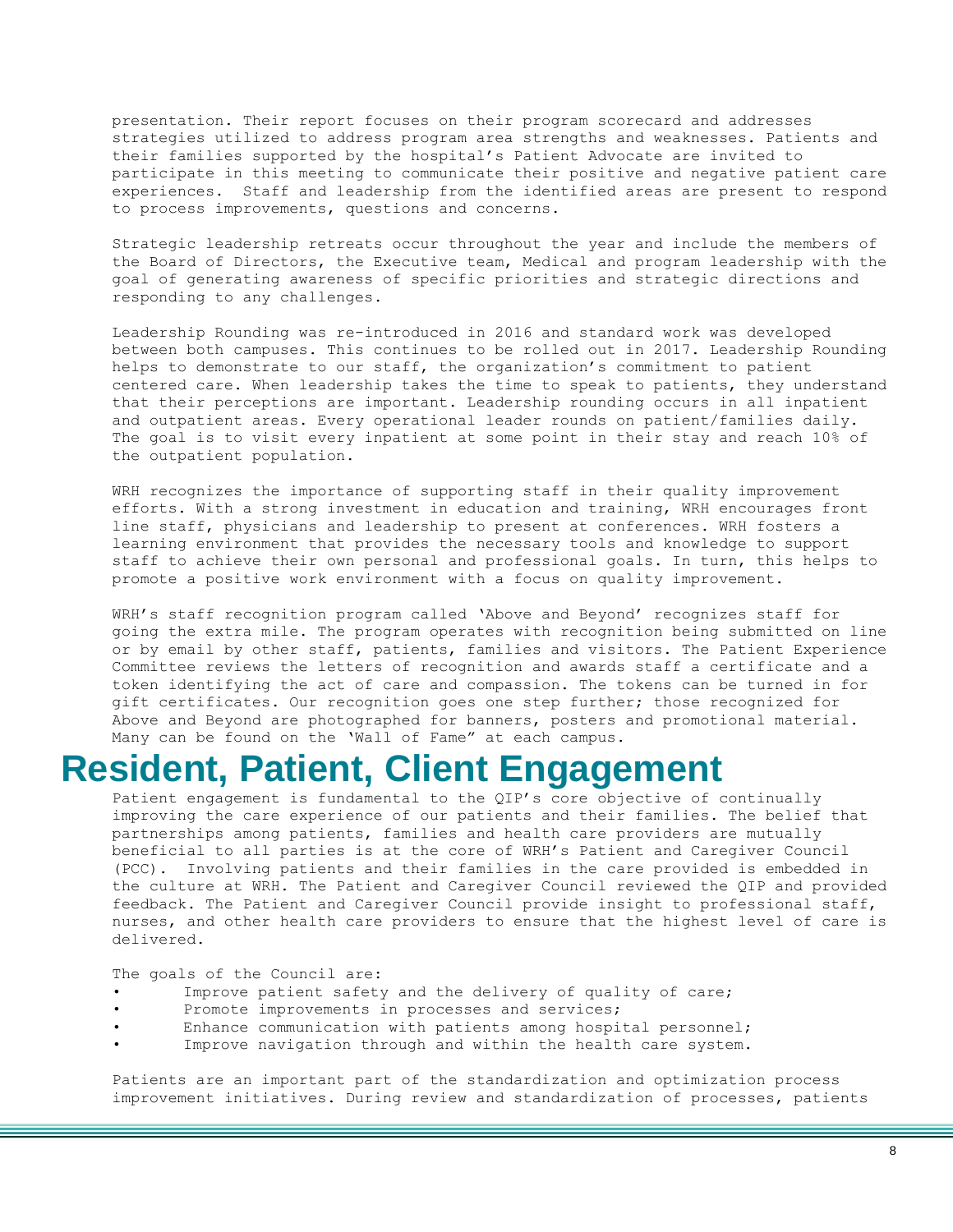presentation. Their report focuses on their program scorecard and addresses strategies utilized to address program area strengths and weaknesses. Patients and their families supported by the hospital's Patient Advocate are invited to participate in this meeting to communicate their positive and negative patient care experiences. Staff and leadership from the identified areas are present to respond to process improvements, questions and concerns.

Strategic leadership retreats occur throughout the year and include the members of the Board of Directors, the Executive team, Medical and program leadership with the goal of generating awareness of specific priorities and strategic directions and responding to any challenges.

Leadership Rounding was re-introduced in 2016 and standard work was developed between both campuses. This continues to be rolled out in 2017. Leadership Rounding helps to demonstrate to our staff, the organization's commitment to patient centered care. When leadership takes the time to speak to patients, they understand that their perceptions are important. Leadership rounding occurs in all inpatient and outpatient areas. Every operational leader rounds on patient/families daily. The goal is to visit every inpatient at some point in their stay and reach 10% of the outpatient population.

WRH recognizes the importance of supporting staff in their quality improvement efforts. With a strong investment in education and training, WRH encourages front line staff, physicians and leadership to present at conferences. WRH fosters a learning environment that provides the necessary tools and knowledge to support staff to achieve their own personal and professional goals. In turn, this helps to promote a positive work environment with a focus on quality improvement.

WRH's staff recognition program called 'Above and Beyond' recognizes staff for going the extra mile. The program operates with recognition being submitted on line or by email by other staff, patients, families and visitors. The Patient Experience Committee reviews the letters of recognition and awards staff a certificate and a token identifying the act of care and compassion. The tokens can be turned in for gift certificates. Our recognition goes one step further; those recognized for Above and Beyond are photographed for banners, posters and promotional material. Many can be found on the 'Wall of Fame" at each campus.

# Resident, Patient, Client Engagement

Patient engagement is fundamental to the QIP's core objective of continually improving the care experience of our patients and their families. The belief that partnerships among patients, families and health care providers are mutually beneficial to all parties is at the core of WRH's Patient and Caregiver Council (PCC). Involving patients and their families in the care provided is embedded in the culture at WRH. The Patient and Caregiver Council reviewed the QIP and provided feedback. The Patient and Caregiver Council provide insight to professional staff, nurses, and other health care providers to ensure that the highest level of care is delivered.

The goals of the Council are:

- Improve patient safety and the delivery of quality of care;
- Promote improvements in processes and services;
- Enhance communication with patients among hospital personnel;
- Improve navigation through and within the health care system.

Patients are an important part of the standardization and optimization process improvement initiatives. During review and standardization of processes, patients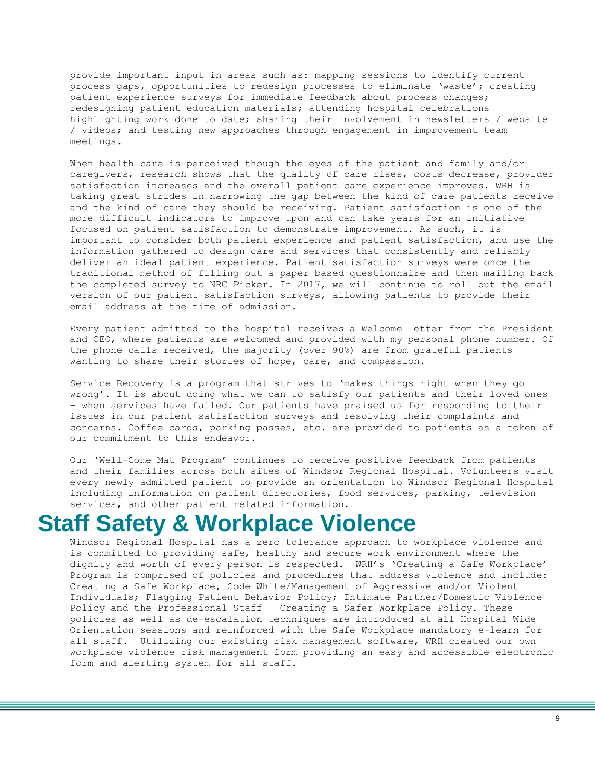provide important input in areas such as: mapping sessions to identify current process gaps, opportunities to redesign processes to eliminate 'waste'; creating patient experience surveys for immediate feedback about process changes; redesigning patient education materials; attending hospital celebrations highlighting work done to date; sharing their involvement in newsletters / website / videos; and testing new approaches through engagement in improvement team meetings.

When health care is perceived though the eyes of the patient and family and/or caregivers, research shows that the quality of care rises, costs decrease, provider satisfaction increases and the overall patient care experience improves. WRH is taking great strides in narrowing the gap between the kind of care patients receive and the kind of care they should be receiving. Patient satisfaction is one of the more difficult indicators to improve upon and can take years for an initiative focused on patient satisfaction to demonstrate improvement. As such, it is important to consider both patient experience and patient satisfaction, and use the information gathered to design care and services that consistently and reliably deliver an ideal patient experience. Patient satisfaction surveys were once the traditional method of filling out a paper based questionnaire and then mailing back the completed survey to NRC Picker. In 2017, we will continue to roll out the email version of our patient satisfaction surveys, allowing patients to provide their email address at the time of admission.

Every patient admitted to the hospital receives a Welcome Letter from the President and CEO, where patients are welcomed and provided with my personal phone number. Of the phone calls received, the majority (over 90%) are from grateful patients wanting to share their stories of hope, care, and compassion.

Service Recovery is a program that strives to 'makes things right when they go wrong'. It is about doing what we can to satisfy our patients and their loved ones – when services have failed. Our patients have praised us for responding to their issues in our patient satisfaction surveys and resolving their complaints and concerns. Coffee cards, parking passes, etc. are provided to patients as a token of our commitment to this endeavor.

Our 'Well-Come Mat Program' continues to receive positive feedback from patients and their families across both sites of Windsor Regional Hospital. Volunteers visit every newly admitted patient to provide an orientation to Windsor Regional Hospital including information on patient directories, food services, parking, television services, and other patient related information.

# Staff Safety & Workplace Violence

Windsor Regional Hospital has a zero tolerance approach to workplace violence and is committed to providing safe, healthy and secure work environment where the dignity and worth of every person is respected. WRH's 'Creating a Safe Workplace' Program is comprised of policies and procedures that address violence and include: Creating a Safe Workplace, Code White/Management of Aggressive and/or Violent Individuals; Flagging Patient Behavior Policy; Intimate Partner/Domestic Violence Policy and the Professional Staff – Creating a Safer Workplace Policy. These policies as well as de-escalation techniques are introduced at all Hospital Wide Orientation sessions and reinforced with the Safe Workplace mandatory e-learn for all staff. Utilizing our existing risk management software, WRH created our own workplace violence risk management form providing an easy and accessible electronic form and alerting system for all staff.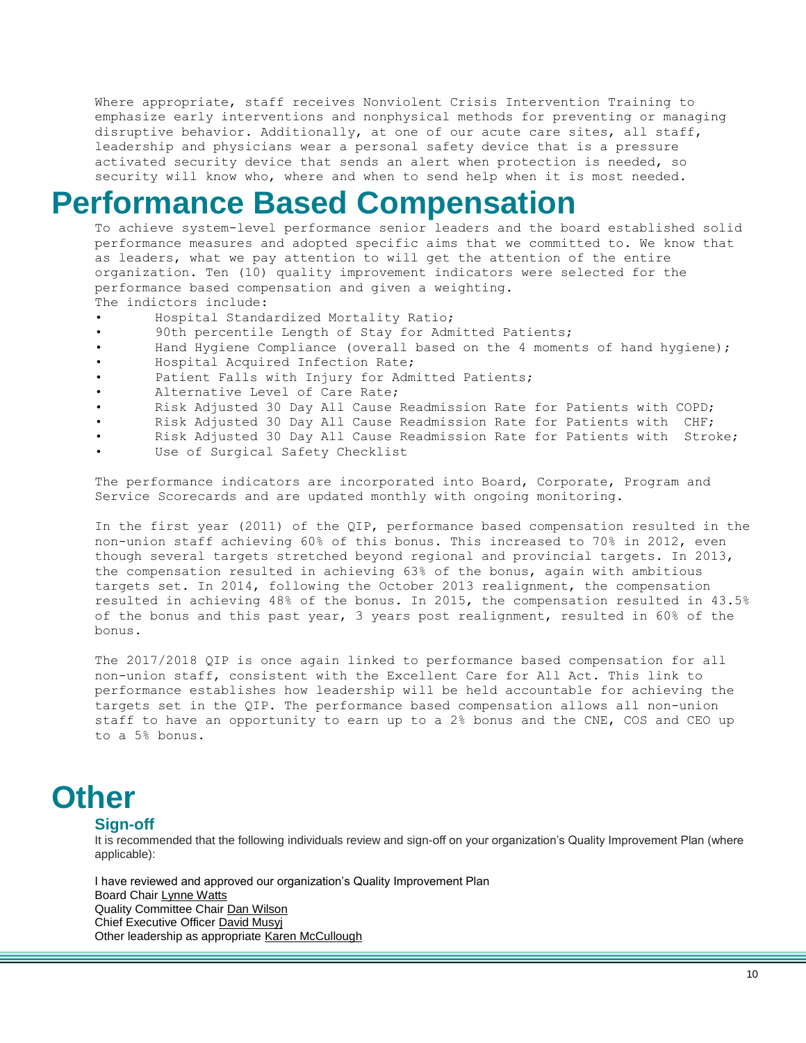Where appropriate, staff receives Nonviolent Crisis Intervention Training to emphasize early interventions and nonphysical methods for preventing or managing disruptive behavior. Additionally, at one of our acute care sites, all staff, leadership and physicians wear a personal safety device that is a pressure activated security device that sends an alert when protection is needed, so security will know who, where and when to send help when it is most needed.

# Performance Based Compensation

To achieve system-level performance senior leaders and the board established solid performance measures and adopted specific aims that we committed to. We know that as leaders, what we pay attention to will get the attention of the entire organization. Ten (10) quality improvement indicators were selected for the performance based compensation and given a weighting.
The indictors include:

- Hospital Standardized Mortality Ratio;
- 90th percentile Length of Stay for Admitted Patients;
- Hand Hygiene Compliance (overall based on the 4 moments of hand hygiene);
- Hospital Acquired Infection Rate;
- Patient Falls with Injury for Admitted Patients;
- Alternative Level of Care Rate;
- Risk Adjusted 30 Day All Cause Readmission Rate for Patients with COPD;
- Risk Adjusted 30 Day All Cause Readmission Rate for Patients with CHF;
- Risk Adjusted 30 Day All Cause Readmission Rate for Patients with Stroke;
- Use of Surgical Safety Checklist

The performance indicators are incorporated into Board, Corporate, Program and Service Scorecards and are updated monthly with ongoing monitoring.

In the first year (2011) of the QIP, performance based compensation resulted in the non-union staff achieving 60% of this bonus. This increased to 70% in 2012, even though several targets stretched beyond regional and provincial targets. In 2013, the compensation resulted in achieving 63% of the bonus, again with ambitious targets set. In 2014, following the October 2013 realignment, the compensation resulted in achieving 48% of the bonus. In 2015, the compensation resulted in 43.5% of the bonus and this past year, 3 years post realignment, resulted in 60% of the bonus.

The 2017/2018 QIP is once again linked to performance based compensation for all non-union staff, consistent with the Excellent Care for All Act. This link to performance establishes how leadership will be held accountable for achieving the targets set in the QIP. The performance based compensation allows all non-union staff to have an opportunity to earn up to a 2% bonus and the CNE, COS and CEO up to a 5% bonus.

# Other

## Sign-off

It is recommended that the following individuals review and sign-off on your organization's Quality Improvement Plan (where applicable):

I have reviewed and approved our organization's Quality Improvement Plan
Board Chair Lynne Watts
Quality Committee Chair Dan Wilson
Chief Executive Officer David Musyj
Other leadership as appropriate Karen McCullough